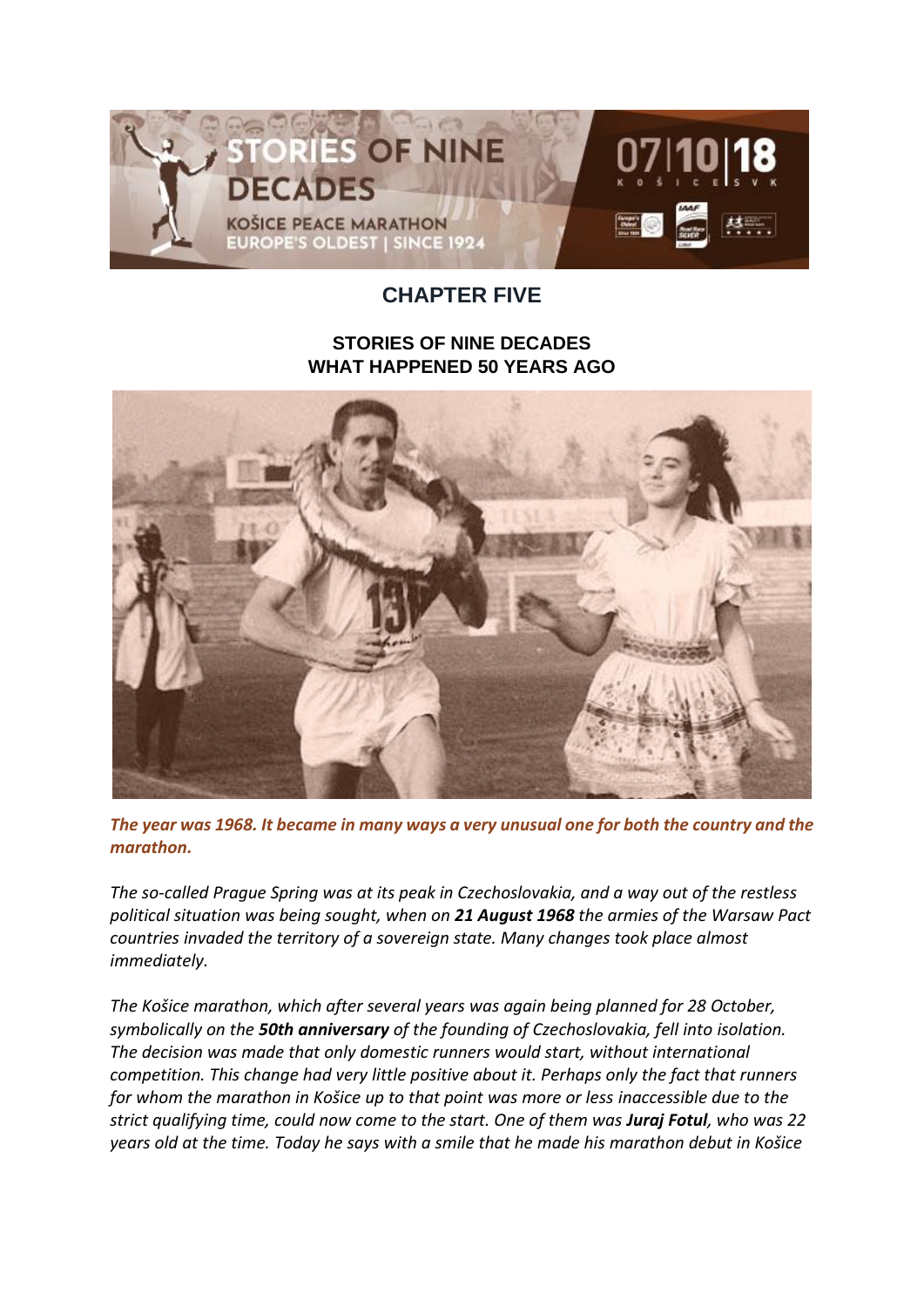# CHAPTER FIVE

## STORIES OF NINE DECADES
## WHAT HAPPENED 50 YEARS AGO

***The year was 1968. It became in many ways a very unusual one for both the country and the marathon.***

*The so-called Prague Spring was at its peak in Czechoslovakia, and a way out of the restless political situation was being sought, when on **21 August 1968** the armies of the Warsaw Pact countries invaded the territory of a sovereign state. Many changes took place almost immediately.*

*The Košice marathon, which after several years was again being planned for 28 October, symbolically on the **50th anniversary** of the founding of Czechoslovakia, fell into isolation. The decision was made that only domestic runners would start, without international competition. This change had very little positive about it. Perhaps only the fact that runners for whom the marathon in Košice up to that point was more or less inaccessible due to the strict qualifying time, could now come to the start. One of them was **Juraj Fotul**, who was 22 years old at the time. Today he says with a smile that he made his marathon debut in Košice*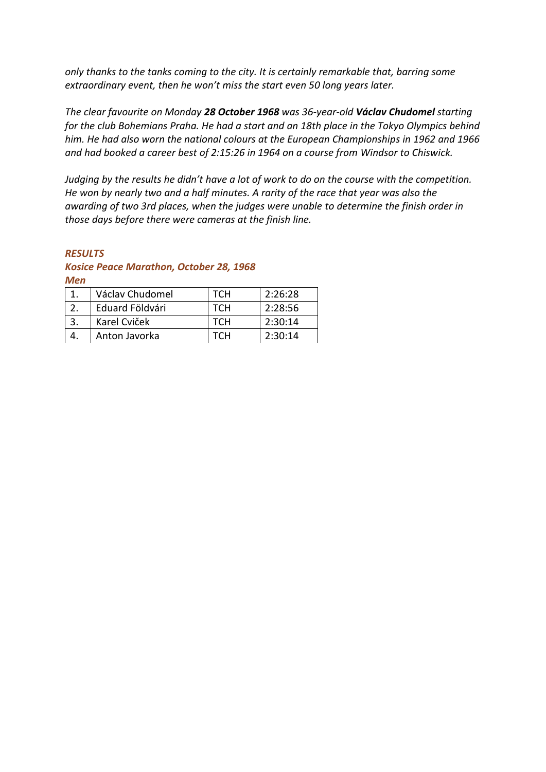*only thanks to the tanks coming to the city. It is certainly remarkable that, barring some extraordinary event, then he won't miss the start even 50 long years later.*

*The clear favourite on Monday **28 October 1968** was 36-year-old **Václav Chudomel** starting for the club Bohemians Praha. He had a start and an 18th place in the Tokyo Olympics behind him. He had also worn the national colours at the European Championships in 1962 and 1966 and had booked a career best of 2:15:26 in 1964 on a course from Windsor to Chiswick.*

*Judging by the results he didn't have a lot of work to do on the course with the competition. He won by nearly two and a half minutes. A rarity of the race that year was also the awarding of two 3rd places, when the judges were unable to determine the finish order in those days before there were cameras at the finish line.*

***RESULTS***

***Kosice Peace Marathon, October 28, 1968***

***Men***

| | | | |
|---|---|---|---|
| 1. | Václav Chudomel | TCH | 2:26:28 |
| 2. | Eduard Földvári | TCH | 2:28:56 |
| 3. | Karel Cviček | TCH | 2:30:14 |
| 4. | Anton Javorka | TCH | 2:30:14 |